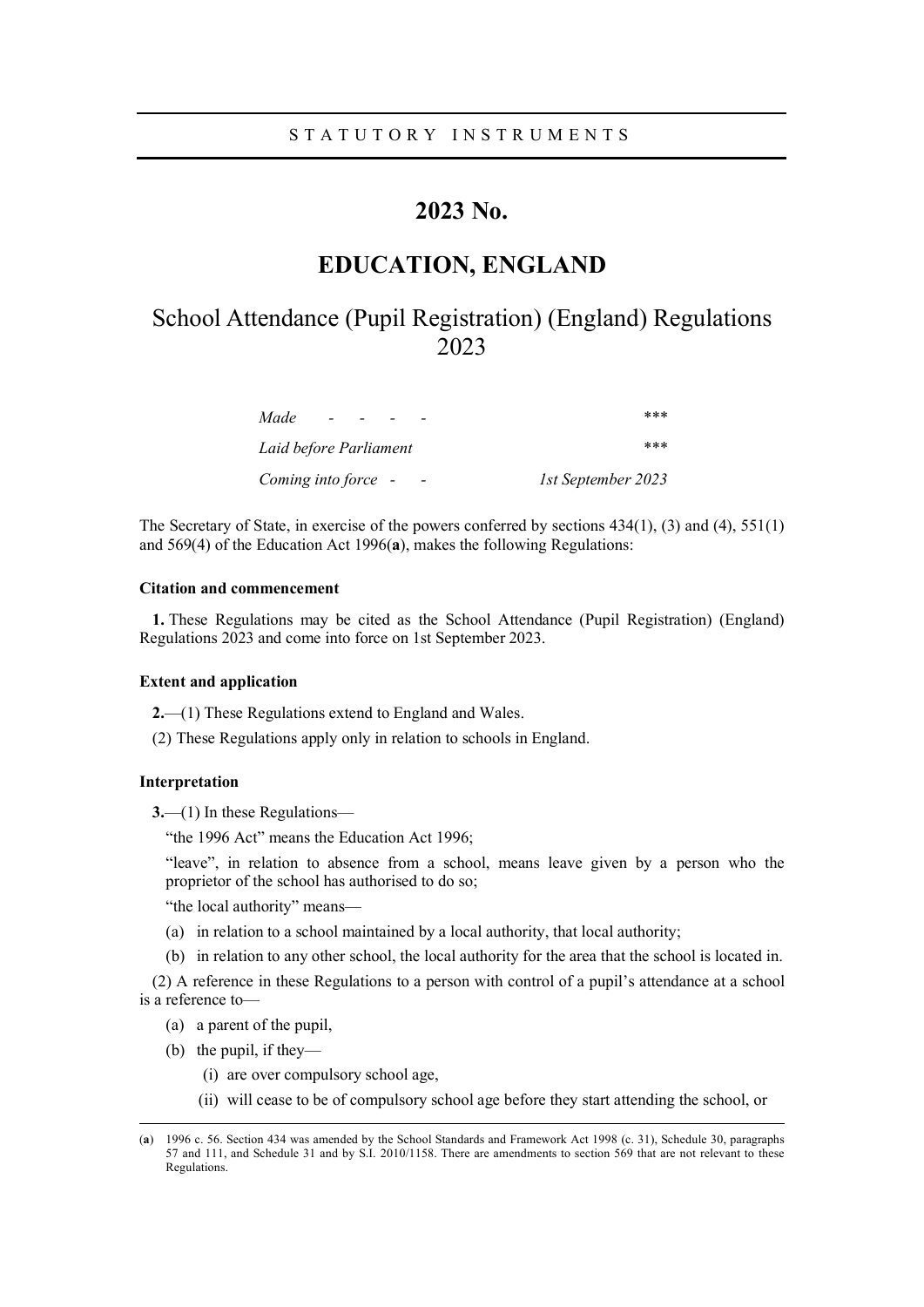STATUTORY INSTRUMENTS

# 2023 No.

# EDUCATION, ENGLAND

## School Attendance (Pupil Registration) (England) Regulations 2023

| | |
|---|---|
| *Made - - - -* | \*\*\* |
| *Laid before Parliament* | \*\*\* |
| *Coming into force - -* | *1st September 2023* |

The Secretary of State, in exercise of the powers conferred by sections 434(1), (3) and (4), 551(1) and 569(4) of the Education Act 1996(**a**), makes the following Regulations:

### Citation and commencement

**1.** These Regulations may be cited as the School Attendance (Pupil Registration) (England) Regulations 2023 and come into force on 1st September 2023.

### Extent and application

**2.**—(1) These Regulations extend to England and Wales.

(2) These Regulations apply only in relation to schools in England.

### Interpretation

**3.**—(1) In these Regulations—

"the 1996 Act" means the Education Act 1996;

"leave", in relation to absence from a school, means leave given by a person who the proprietor of the school has authorised to do so;

"the local authority" means—

(a) in relation to a school maintained by a local authority, that local authority;

(b) in relation to any other school, the local authority for the area that the school is located in.

(2) A reference in these Regulations to a person with control of a pupil's attendance at a school is a reference to—

(a) a parent of the pupil,

(b) the pupil, if they—

(i) are over compulsory school age,

(ii) will cease to be of compulsory school age before they start attending the school, or

---

(**a**) 1996 c. 56. Section 434 was amended by the School Standards and Framework Act 1998 (c. 31), Schedule 30, paragraphs 57 and 111, and Schedule 31 and by S.I. 2010/1158. There are amendments to section 569 that are not relevant to these Regulations.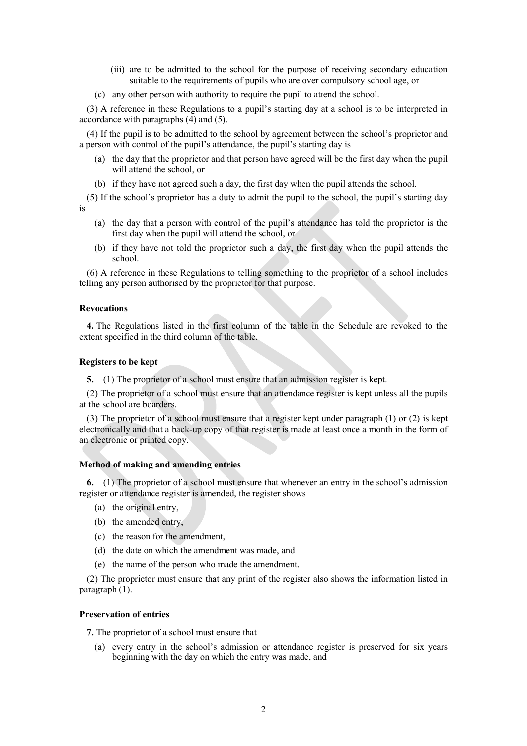(iii) are to be admitted to the school for the purpose of receiving secondary education suitable to the requirements of pupils who are over compulsory school age, or

(c) any other person with authority to require the pupil to attend the school.

(3) A reference in these Regulations to a pupil's starting day at a school is to be interpreted in accordance with paragraphs (4) and (5).

(4) If the pupil is to be admitted to the school by agreement between the school's proprietor and a person with control of the pupil's attendance, the pupil's starting day is—

(a) the day that the proprietor and that person have agreed will be the first day when the pupil will attend the school, or

(b) if they have not agreed such a day, the first day when the pupil attends the school.

(5) If the school's proprietor has a duty to admit the pupil to the school, the pupil's starting day is—

(a) the day that a person with control of the pupil's attendance has told the proprietor is the first day when the pupil will attend the school, or

(b) if they have not told the proprietor such a day, the first day when the pupil attends the school.

(6) A reference in these Regulations to telling something to the proprietor of a school includes telling any person authorised by the proprietor for that purpose.

**Revocations**

**4.** The Regulations listed in the first column of the table in the Schedule are revoked to the extent specified in the third column of the table.

**Registers to be kept**

**5.**—(1) The proprietor of a school must ensure that an admission register is kept.

(2) The proprietor of a school must ensure that an attendance register is kept unless all the pupils at the school are boarders.

(3) The proprietor of a school must ensure that a register kept under paragraph (1) or (2) is kept electronically and that a back-up copy of that register is made at least once a month in the form of an electronic or printed copy.

**Method of making and amending entries**

**6.**—(1) The proprietor of a school must ensure that whenever an entry in the school's admission register or attendance register is amended, the register shows—

(a) the original entry,

(b) the amended entry,

(c) the reason for the amendment,

(d) the date on which the amendment was made, and

(e) the name of the person who made the amendment.

(2) The proprietor must ensure that any print of the register also shows the information listed in paragraph (1).

**Preservation of entries**

**7.** The proprietor of a school must ensure that—

(a) every entry in the school's admission or attendance register is preserved for six years beginning with the day on which the entry was made, and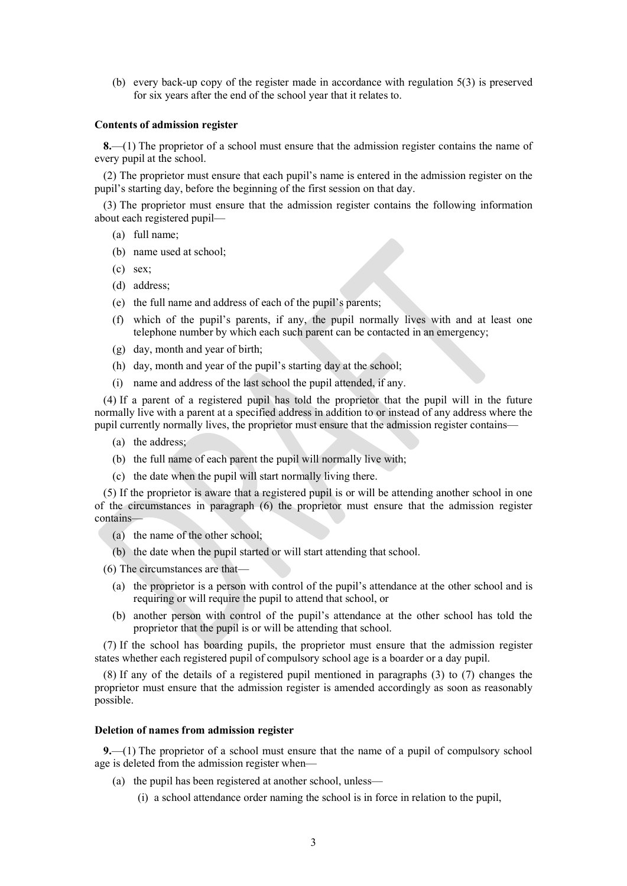(b) every back-up copy of the register made in accordance with regulation 5(3) is preserved for six years after the end of the school year that it relates to.

**Contents of admission register**

**8.**—(1) The proprietor of a school must ensure that the admission register contains the name of every pupil at the school.

(2) The proprietor must ensure that each pupil's name is entered in the admission register on the pupil's starting day, before the beginning of the first session on that day.

(3) The proprietor must ensure that the admission register contains the following information about each registered pupil—

(a) full name;

(b) name used at school;

(c) sex;

(d) address;

(e) the full name and address of each of the pupil's parents;

(f) which of the pupil's parents, if any, the pupil normally lives with and at least one telephone number by which each such parent can be contacted in an emergency;

(g) day, month and year of birth;

(h) day, month and year of the pupil's starting day at the school;

(i) name and address of the last school the pupil attended, if any.

(4) If a parent of a registered pupil has told the proprietor that the pupil will in the future normally live with a parent at a specified address in addition to or instead of any address where the pupil currently normally lives, the proprietor must ensure that the admission register contains—

(a) the address;

(b) the full name of each parent the pupil will normally live with;

(c) the date when the pupil will start normally living there.

(5) If the proprietor is aware that a registered pupil is or will be attending another school in one of the circumstances in paragraph (6) the proprietor must ensure that the admission register contains—

(a) the name of the other school;

(b) the date when the pupil started or will start attending that school.

(6) The circumstances are that—

(a) the proprietor is a person with control of the pupil's attendance at the other school and is requiring or will require the pupil to attend that school, or

(b) another person with control of the pupil's attendance at the other school has told the proprietor that the pupil is or will be attending that school.

(7) If the school has boarding pupils, the proprietor must ensure that the admission register states whether each registered pupil of compulsory school age is a boarder or a day pupil.

(8) If any of the details of a registered pupil mentioned in paragraphs (3) to (7) changes the proprietor must ensure that the admission register is amended accordingly as soon as reasonably possible.

**Deletion of names from admission register**

**9.**—(1) The proprietor of a school must ensure that the name of a pupil of compulsory school age is deleted from the admission register when—

(a) the pupil has been registered at another school, unless—

(i) a school attendance order naming the school is in force in relation to the pupil,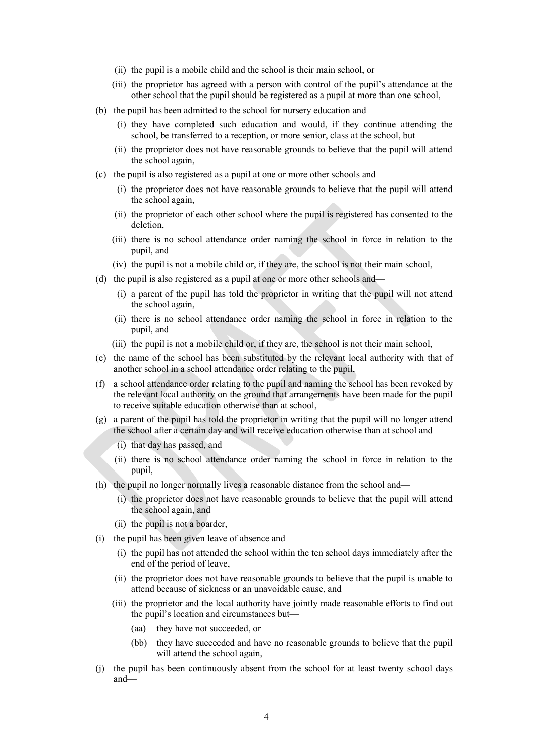(ii) the pupil is a mobile child and the school is their main school, or

(iii) the proprietor has agreed with a person with control of the pupil's attendance at the other school that the pupil should be registered as a pupil at more than one school,

(b) the pupil has been admitted to the school for nursery education and—

(i) they have completed such education and would, if they continue attending the school, be transferred to a reception, or more senior, class at the school, but

(ii) the proprietor does not have reasonable grounds to believe that the pupil will attend the school again,

(c) the pupil is also registered as a pupil at one or more other schools and—

(i) the proprietor does not have reasonable grounds to believe that the pupil will attend the school again,

(ii) the proprietor of each other school where the pupil is registered has consented to the deletion,

(iii) there is no school attendance order naming the school in force in relation to the pupil, and

(iv) the pupil is not a mobile child or, if they are, the school is not their main school,

(d) the pupil is also registered as a pupil at one or more other schools and—

(i) a parent of the pupil has told the proprietor in writing that the pupil will not attend the school again,

(ii) there is no school attendance order naming the school in force in relation to the pupil, and

(iii) the pupil is not a mobile child or, if they are, the school is not their main school,

(e) the name of the school has been substituted by the relevant local authority with that of another school in a school attendance order relating to the pupil,

(f) a school attendance order relating to the pupil and naming the school has been revoked by the relevant local authority on the ground that arrangements have been made for the pupil to receive suitable education otherwise than at school,

(g) a parent of the pupil has told the proprietor in writing that the pupil will no longer attend the school after a certain day and will receive education otherwise than at school and—

(i) that day has passed, and

(ii) there is no school attendance order naming the school in force in relation to the pupil,

(h) the pupil no longer normally lives a reasonable distance from the school and—

(i) the proprietor does not have reasonable grounds to believe that the pupil will attend the school again, and

(ii) the pupil is not a boarder,

(i) the pupil has been given leave of absence and—

(i) the pupil has not attended the school within the ten school days immediately after the end of the period of leave,

(ii) the proprietor does not have reasonable grounds to believe that the pupil is unable to attend because of sickness or an unavoidable cause, and

(iii) the proprietor and the local authority have jointly made reasonable efforts to find out the pupil's location and circumstances but—

(aa) they have not succeeded, or

(bb) they have succeeded and have no reasonable grounds to believe that the pupil will attend the school again,

(j) the pupil has been continuously absent from the school for at least twenty school days and—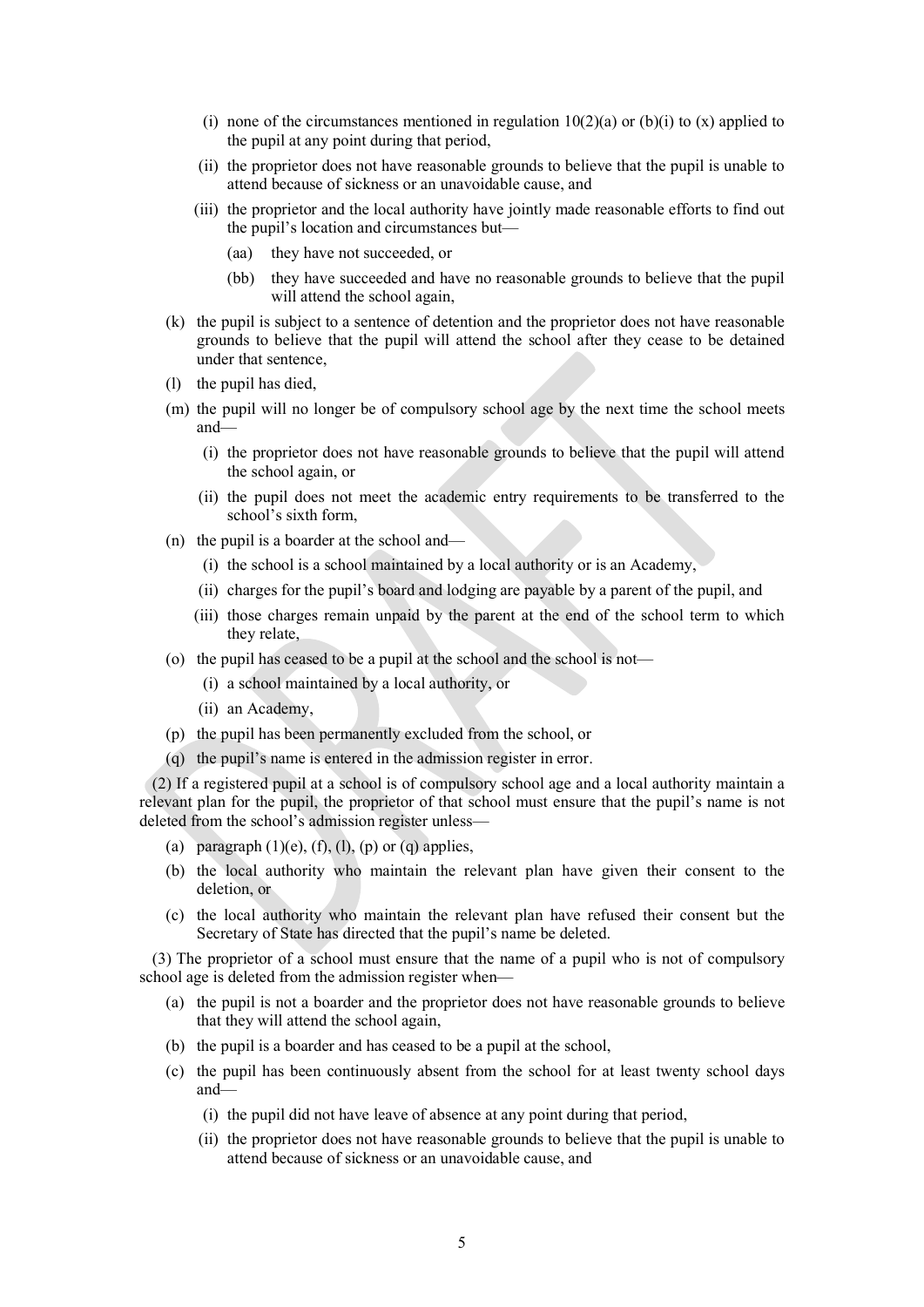- (i) none of the circumstances mentioned in regulation 10(2)(a) or (b)(i) to (x) applied to the pupil at any point during that period,
- (ii) the proprietor does not have reasonable grounds to believe that the pupil is unable to attend because of sickness or an unavoidable cause, and
- (iii) the proprietor and the local authority have jointly made reasonable efforts to find out the pupil's location and circumstances but—
  - (aa) they have not succeeded, or
  - (bb) they have succeeded and have no reasonable grounds to believe that the pupil will attend the school again,

(k) the pupil is subject to a sentence of detention and the proprietor does not have reasonable grounds to believe that the pupil will attend the school after they cease to be detained under that sentence,

(l) the pupil has died,

(m) the pupil will no longer be of compulsory school age by the next time the school meets and—

- (i) the proprietor does not have reasonable grounds to believe that the pupil will attend the school again, or
- (ii) the pupil does not meet the academic entry requirements to be transferred to the school's sixth form,

(n) the pupil is a boarder at the school and—

- (i) the school is a school maintained by a local authority or is an Academy,
- (ii) charges for the pupil's board and lodging are payable by a parent of the pupil, and
- (iii) those charges remain unpaid by the parent at the end of the school term to which they relate,

(o) the pupil has ceased to be a pupil at the school and the school is not—

- (i) a school maintained by a local authority, or
- (ii) an Academy,

(p) the pupil has been permanently excluded from the school, or

(q) the pupil's name is entered in the admission register in error.

(2) If a registered pupil at a school is of compulsory school age and a local authority maintain a relevant plan for the pupil, the proprietor of that school must ensure that the pupil's name is not deleted from the school's admission register unless—

(a) paragraph (1)(e), (f), (l), (p) or (q) applies,

(b) the local authority who maintain the relevant plan have given their consent to the deletion, or

(c) the local authority who maintain the relevant plan have refused their consent but the Secretary of State has directed that the pupil's name be deleted.

(3) The proprietor of a school must ensure that the name of a pupil who is not of compulsory school age is deleted from the admission register when—

(a) the pupil is not a boarder and the proprietor does not have reasonable grounds to believe that they will attend the school again,

(b) the pupil is a boarder and has ceased to be a pupil at the school,

(c) the pupil has been continuously absent from the school for at least twenty school days and—

- (i) the pupil did not have leave of absence at any point during that period,
- (ii) the proprietor does not have reasonable grounds to believe that the pupil is unable to attend because of sickness or an unavoidable cause, and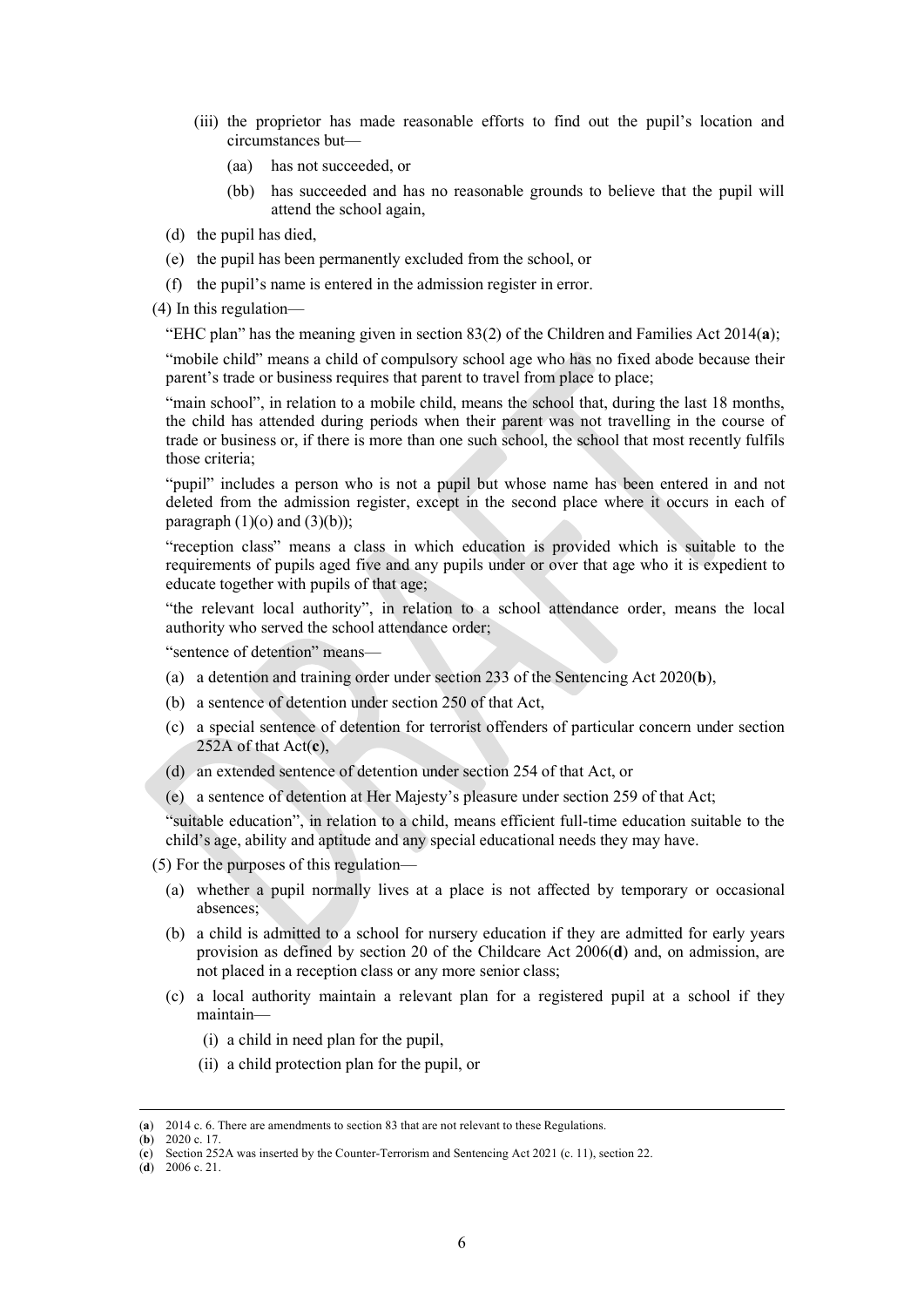(iii) the proprietor has made reasonable efforts to find out the pupil's location and circumstances but—

(aa) has not succeeded, or

(bb) has succeeded and has no reasonable grounds to believe that the pupil will attend the school again,

(d) the pupil has died,

(e) the pupil has been permanently excluded from the school, or

(f) the pupil's name is entered in the admission register in error.

(4) In this regulation—

"EHC plan" has the meaning given in section 83(2) of the Children and Families Act 2014(**a**);

"mobile child" means a child of compulsory school age who has no fixed abode because their parent's trade or business requires that parent to travel from place to place;

"main school", in relation to a mobile child, means the school that, during the last 18 months, the child has attended during periods when their parent was not travelling in the course of trade or business or, if there is more than one such school, the school that most recently fulfils those criteria;

"pupil" includes a person who is not a pupil but whose name has been entered in and not deleted from the admission register, except in the second place where it occurs in each of paragraph (1)(o) and (3)(b));

"reception class" means a class in which education is provided which is suitable to the requirements of pupils aged five and any pupils under or over that age who it is expedient to educate together with pupils of that age;

"the relevant local authority", in relation to a school attendance order, means the local authority who served the school attendance order;

"sentence of detention" means—

(a) a detention and training order under section 233 of the Sentencing Act 2020(**b**),

(b) a sentence of detention under section 250 of that Act,

(c) a special sentence of detention for terrorist offenders of particular concern under section 252A of that Act(**c**),

(d) an extended sentence of detention under section 254 of that Act, or

(e) a sentence of detention at Her Majesty's pleasure under section 259 of that Act;

"suitable education", in relation to a child, means efficient full-time education suitable to the child's age, ability and aptitude and any special educational needs they may have.

(5) For the purposes of this regulation—

(a) whether a pupil normally lives at a place is not affected by temporary or occasional absences;

(b) a child is admitted to a school for nursery education if they are admitted for early years provision as defined by section 20 of the Childcare Act 2006(**d**) and, on admission, are not placed in a reception class or any more senior class;

(c) a local authority maintain a relevant plan for a registered pupil at a school if they maintain—

(i) a child in need plan for the pupil,

(ii) a child protection plan for the pupil, or

---

(**a**) 2014 c. 6. There are amendments to section 83 that are not relevant to these Regulations.

(**b**) 2020 c. 17.

(**c**) Section 252A was inserted by the Counter-Terrorism and Sentencing Act 2021 (c. 11), section 22.

(**d**) 2006 c. 21.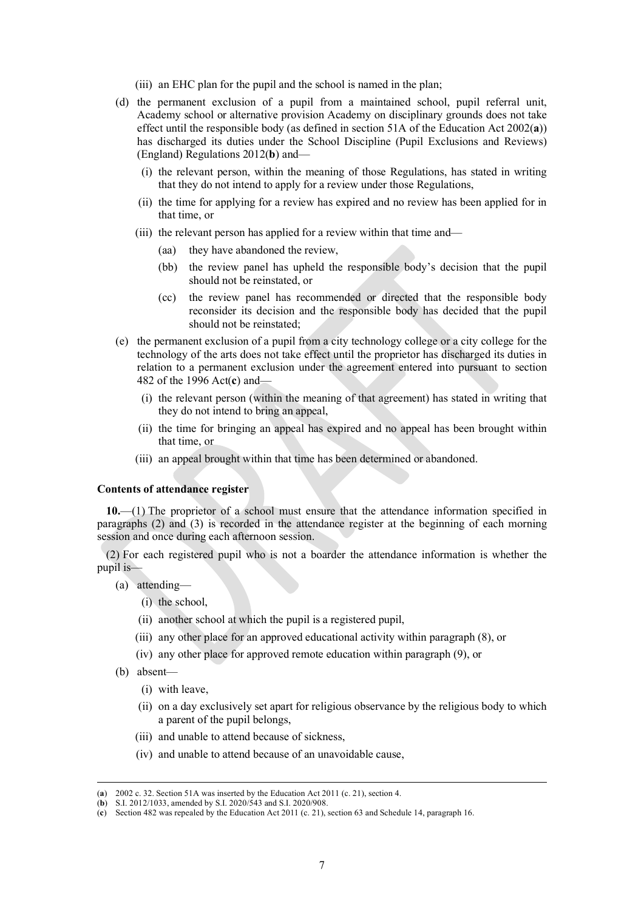(iii) an EHC plan for the pupil and the school is named in the plan;

(d) the permanent exclusion of a pupil from a maintained school, pupil referral unit, Academy school or alternative provision Academy on disciplinary grounds does not take effect until the responsible body (as defined in section 51A of the Education Act 2002(**a**)) has discharged its duties under the School Discipline (Pupil Exclusions and Reviews) (England) Regulations 2012(**b**) and—

(i) the relevant person, within the meaning of those Regulations, has stated in writing that they do not intend to apply for a review under those Regulations,

(ii) the time for applying for a review has expired and no review has been applied for in that time, or

(iii) the relevant person has applied for a review within that time and—

(aa) they have abandoned the review,

(bb) the review panel has upheld the responsible body's decision that the pupil should not be reinstated, or

(cc) the review panel has recommended or directed that the responsible body reconsider its decision and the responsible body has decided that the pupil should not be reinstated;

(e) the permanent exclusion of a pupil from a city technology college or a city college for the technology of the arts does not take effect until the proprietor has discharged its duties in relation to a permanent exclusion under the agreement entered into pursuant to section 482 of the 1996 Act(**c**) and—

(i) the relevant person (within the meaning of that agreement) has stated in writing that they do not intend to bring an appeal,

(ii) the time for bringing an appeal has expired and no appeal has been brought within that time, or

(iii) an appeal brought within that time has been determined or abandoned.

**Contents of attendance register**

**10.**—(1) The proprietor of a school must ensure that the attendance information specified in paragraphs (2) and (3) is recorded in the attendance register at the beginning of each morning session and once during each afternoon session.

(2) For each registered pupil who is not a boarder the attendance information is whether the pupil is—

(a) attending—

(i) the school,

(ii) another school at which the pupil is a registered pupil,

(iii) any other place for an approved educational activity within paragraph (8), or

(iv) any other place for approved remote education within paragraph (9), or

(b) absent—

(i) with leave,

(ii) on a day exclusively set apart for religious observance by the religious body to which a parent of the pupil belongs,

(iii) and unable to attend because of sickness,

(iv) and unable to attend because of an unavoidable cause,

---

(**a**) 2002 c. 32. Section 51A was inserted by the Education Act 2011 (c. 21), section 4.
(**b**) S.I. 2012/1033, amended by S.I. 2020/543 and S.I. 2020/908.
(**c**) Section 482 was repealed by the Education Act 2011 (c. 21), section 63 and Schedule 14, paragraph 16.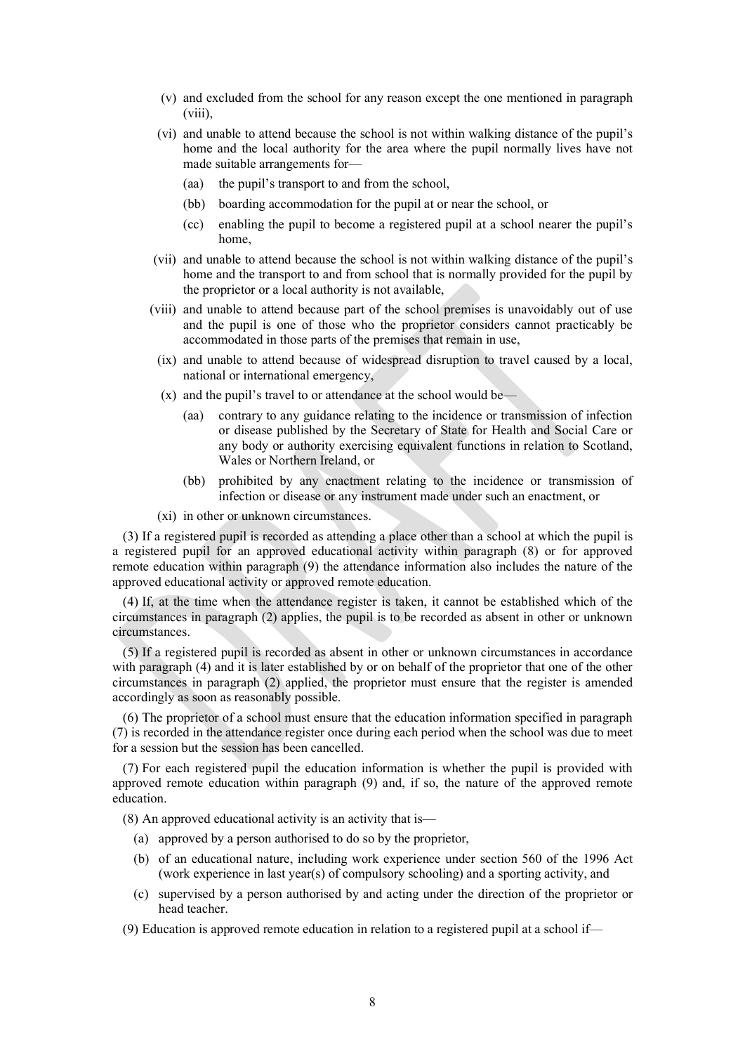(v) and excluded from the school for any reason except the one mentioned in paragraph (viii),

(vi) and unable to attend because the school is not within walking distance of the pupil's home and the local authority for the area where the pupil normally lives have not made suitable arrangements for—

(aa) the pupil's transport to and from the school,

(bb) boarding accommodation for the pupil at or near the school, or

(cc) enabling the pupil to become a registered pupil at a school nearer the pupil's home,

(vii) and unable to attend because the school is not within walking distance of the pupil's home and the transport to and from school that is normally provided for the pupil by the proprietor or a local authority is not available,

(viii) and unable to attend because part of the school premises is unavoidably out of use and the pupil is one of those who the proprietor considers cannot practicably be accommodated in those parts of the premises that remain in use,

(ix) and unable to attend because of widespread disruption to travel caused by a local, national or international emergency,

(x) and the pupil's travel to or attendance at the school would be—

(aa) contrary to any guidance relating to the incidence or transmission of infection or disease published by the Secretary of State for Health and Social Care or any body or authority exercising equivalent functions in relation to Scotland, Wales or Northern Ireland, or

(bb) prohibited by any enactment relating to the incidence or transmission of infection or disease or any instrument made under such an enactment, or

(xi) in other or unknown circumstances.

(3) If a registered pupil is recorded as attending a place other than a school at which the pupil is a registered pupil for an approved educational activity within paragraph (8) or for approved remote education within paragraph (9) the attendance information also includes the nature of the approved educational activity or approved remote education.

(4) If, at the time when the attendance register is taken, it cannot be established which of the circumstances in paragraph (2) applies, the pupil is to be recorded as absent in other or unknown circumstances.

(5) If a registered pupil is recorded as absent in other or unknown circumstances in accordance with paragraph (4) and it is later established by or on behalf of the proprietor that one of the other circumstances in paragraph (2) applied, the proprietor must ensure that the register is amended accordingly as soon as reasonably possible.

(6) The proprietor of a school must ensure that the education information specified in paragraph (7) is recorded in the attendance register once during each period when the school was due to meet for a session but the session has been cancelled.

(7) For each registered pupil the education information is whether the pupil is provided with approved remote education within paragraph (9) and, if so, the nature of the approved remote education.

(8) An approved educational activity is an activity that is—

(a) approved by a person authorised to do so by the proprietor,

(b) of an educational nature, including work experience under section 560 of the 1996 Act (work experience in last year(s) of compulsory schooling) and a sporting activity, and

(c) supervised by a person authorised by and acting under the direction of the proprietor or head teacher.

(9) Education is approved remote education in relation to a registered pupil at a school if—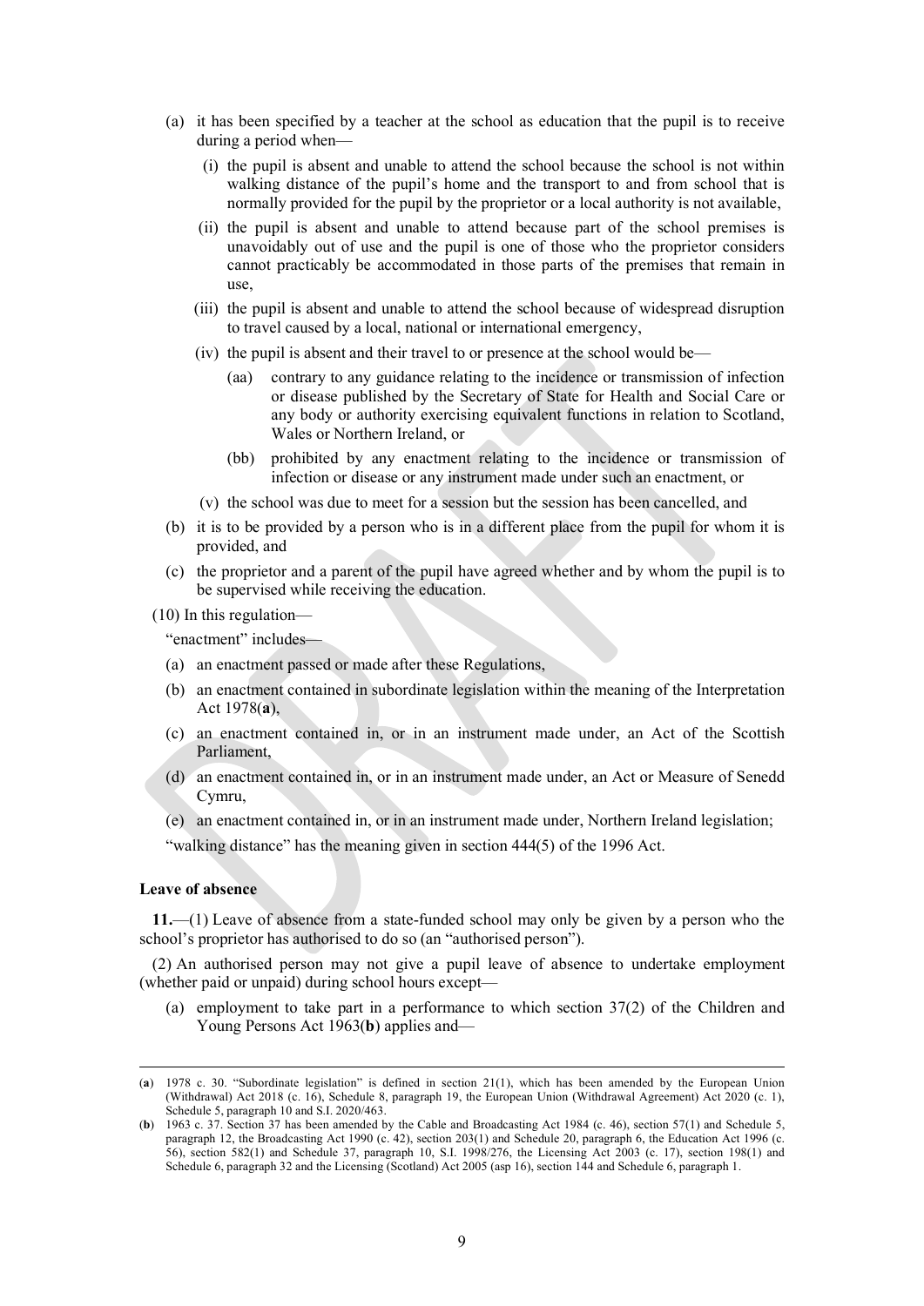(a) it has been specified by a teacher at the school as education that the pupil is to receive during a period when—

   (i) the pupil is absent and unable to attend the school because the school is not within walking distance of the pupil's home and the transport to and from school that is normally provided for the pupil by the proprietor or a local authority is not available,

   (ii) the pupil is absent and unable to attend because part of the school premises is unavoidably out of use and the pupil is one of those who the proprietor considers cannot practicably be accommodated in those parts of the premises that remain in use,

   (iii) the pupil is absent and unable to attend the school because of widespread disruption to travel caused by a local, national or international emergency,

   (iv) the pupil is absent and their travel to or presence at the school would be—

      (aa) contrary to any guidance relating to the incidence or transmission of infection or disease published by the Secretary of State for Health and Social Care or any body or authority exercising equivalent functions in relation to Scotland, Wales or Northern Ireland, or

      (bb) prohibited by any enactment relating to the incidence or transmission of infection or disease or any instrument made under such an enactment, or

   (v) the school was due to meet for a session but the session has been cancelled, and

(b) it is to be provided by a person who is in a different place from the pupil for whom it is provided, and

(c) the proprietor and a parent of the pupil have agreed whether and by whom the pupil is to be supervised while receiving the education.

(10) In this regulation—

"enactment" includes—

(a) an enactment passed or made after these Regulations,

(b) an enactment contained in subordinate legislation within the meaning of the Interpretation Act 1978(**a**),

(c) an enactment contained in, or in an instrument made under, an Act of the Scottish Parliament,

(d) an enactment contained in, or in an instrument made under, an Act or Measure of Senedd Cymru,

(e) an enactment contained in, or in an instrument made under, Northern Ireland legislation;

"walking distance" has the meaning given in section 444(5) of the 1996 Act.

**Leave of absence**

**11.**—(1) Leave of absence from a state-funded school may only be given by a person who the school's proprietor has authorised to do so (an "authorised person").

(2) An authorised person may not give a pupil leave of absence to undertake employment (whether paid or unpaid) during school hours except—

(a) employment to take part in a performance to which section 37(2) of the Children and Young Persons Act 1963(**b**) applies and—

---

(**a**) 1978 c. 30. "Subordinate legislation" is defined in section 21(1), which has been amended by the European Union (Withdrawal) Act 2018 (c. 16), Schedule 8, paragraph 19, the European Union (Withdrawal Agreement) Act 2020 (c. 1), Schedule 5, paragraph 10 and S.I. 2020/463.

(**b**) 1963 c. 37. Section 37 has been amended by the Cable and Broadcasting Act 1984 (c. 46), section 57(1) and Schedule 5, paragraph 12, the Broadcasting Act 1990 (c. 42), section 203(1) and Schedule 20, paragraph 6, the Education Act 1996 (c. 56), section 582(1) and Schedule 37, paragraph 10, S.I. 1998/276, the Licensing Act 2003 (c. 17), section 198(1) and Schedule 6, paragraph 32 and the Licensing (Scotland) Act 2005 (asp 16), section 144 and Schedule 6, paragraph 1.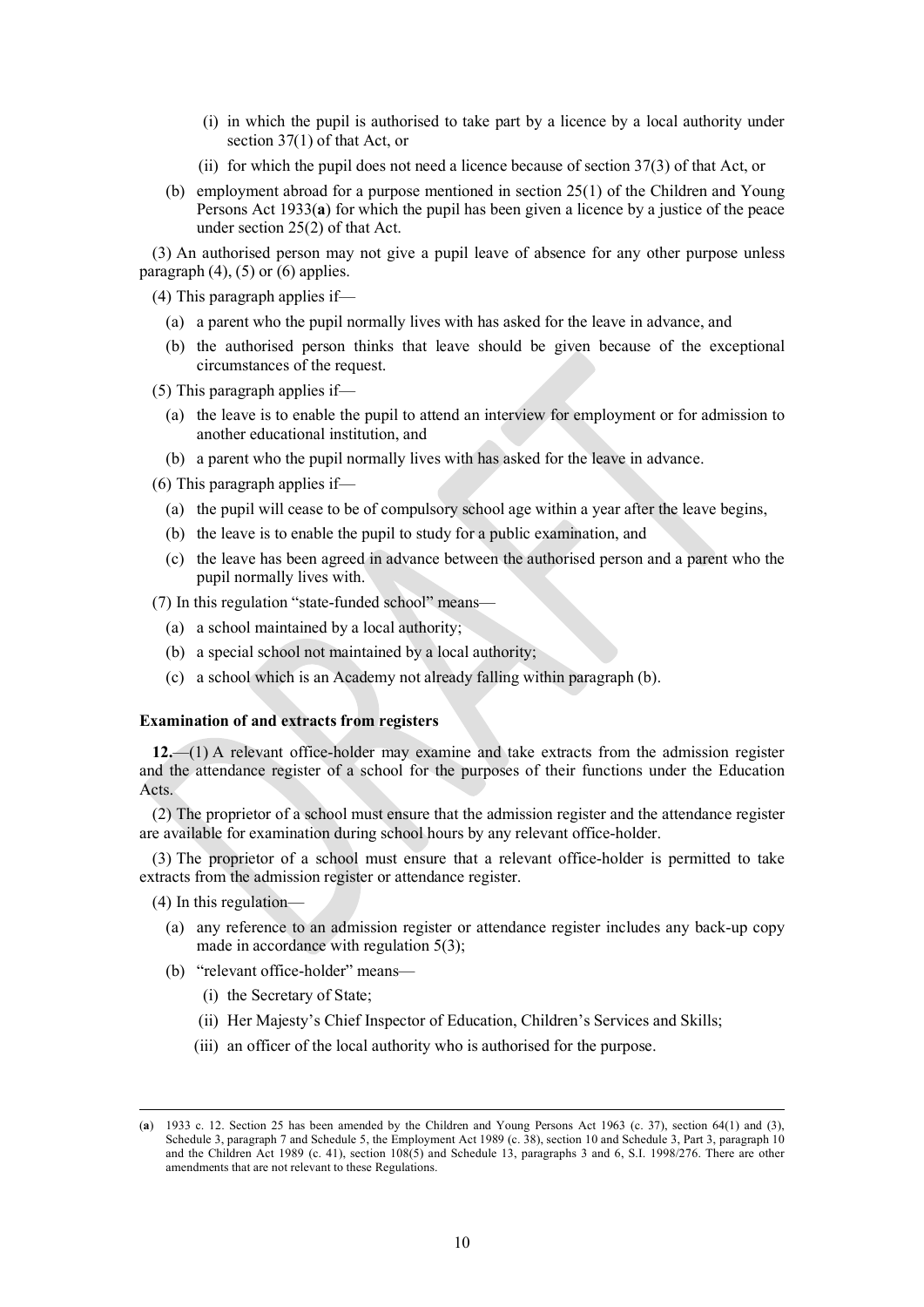(i) in which the pupil is authorised to take part by a licence by a local authority under section 37(1) of that Act, or

(ii) for which the pupil does not need a licence because of section 37(3) of that Act, or

(b) employment abroad for a purpose mentioned in section 25(1) of the Children and Young Persons Act 1933(**a**) for which the pupil has been given a licence by a justice of the peace under section 25(2) of that Act.

(3) An authorised person may not give a pupil leave of absence for any other purpose unless paragraph (4), (5) or (6) applies.

(4) This paragraph applies if—

(a) a parent who the pupil normally lives with has asked for the leave in advance, and

(b) the authorised person thinks that leave should be given because of the exceptional circumstances of the request.

(5) This paragraph applies if—

(a) the leave is to enable the pupil to attend an interview for employment or for admission to another educational institution, and

(b) a parent who the pupil normally lives with has asked for the leave in advance.

(6) This paragraph applies if—

(a) the pupil will cease to be of compulsory school age within a year after the leave begins,

(b) the leave is to enable the pupil to study for a public examination, and

(c) the leave has been agreed in advance between the authorised person and a parent who the pupil normally lives with.

(7) In this regulation "state-funded school" means—

(a) a school maintained by a local authority;

(b) a special school not maintained by a local authority;

(c) a school which is an Academy not already falling within paragraph (b).

**Examination of and extracts from registers**

**12.**—(1) A relevant office-holder may examine and take extracts from the admission register and the attendance register of a school for the purposes of their functions under the Education Acts.

(2) The proprietor of a school must ensure that the admission register and the attendance register are available for examination during school hours by any relevant office-holder.

(3) The proprietor of a school must ensure that a relevant office-holder is permitted to take extracts from the admission register or attendance register.

(4) In this regulation—

(a) any reference to an admission register or attendance register includes any back-up copy made in accordance with regulation 5(3);

(b) "relevant office-holder" means—

(i) the Secretary of State;

(ii) Her Majesty's Chief Inspector of Education, Children's Services and Skills;

(iii) an officer of the local authority who is authorised for the purpose.

---

(**a**) 1933 c. 12. Section 25 has been amended by the Children and Young Persons Act 1963 (c. 37), section 64(1) and (3), Schedule 3, paragraph 7 and Schedule 5, the Employment Act 1989 (c. 38), section 10 and Schedule 3, Part 3, paragraph 10 and the Children Act 1989 (c. 41), section 108(5) and Schedule 13, paragraphs 3 and 6, S.I. 1998/276. There are other amendments that are not relevant to these Regulations.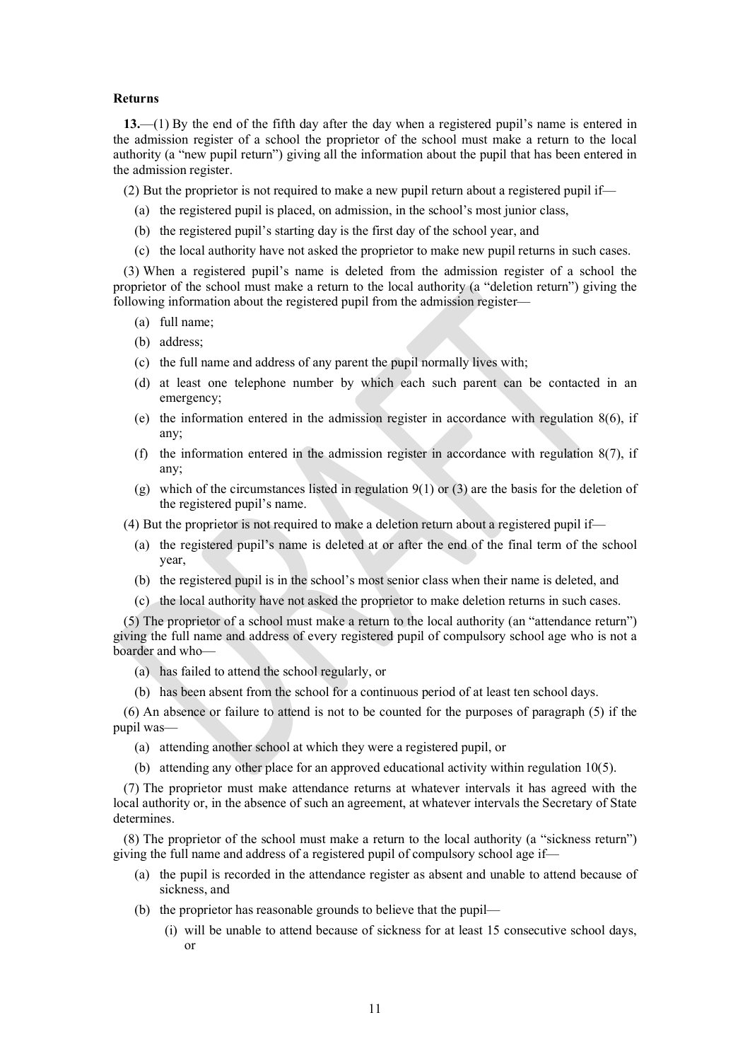**Returns**

**13.**—(1) By the end of the fifth day after the day when a registered pupil's name is entered in the admission register of a school the proprietor of the school must make a return to the local authority (a "new pupil return") giving all the information about the pupil that has been entered in the admission register.

(2) But the proprietor is not required to make a new pupil return about a registered pupil if—

- (a) the registered pupil is placed, on admission, in the school's most junior class,
- (b) the registered pupil's starting day is the first day of the school year, and
- (c) the local authority have not asked the proprietor to make new pupil returns in such cases.

(3) When a registered pupil's name is deleted from the admission register of a school the proprietor of the school must make a return to the local authority (a "deletion return") giving the following information about the registered pupil from the admission register—

- (a) full name;
- (b) address;
- (c) the full name and address of any parent the pupil normally lives with;
- (d) at least one telephone number by which each such parent can be contacted in an emergency;
- (e) the information entered in the admission register in accordance with regulation 8(6), if any;
- (f) the information entered in the admission register in accordance with regulation 8(7), if any;
- (g) which of the circumstances listed in regulation 9(1) or (3) are the basis for the deletion of the registered pupil's name.

(4) But the proprietor is not required to make a deletion return about a registered pupil if—

- (a) the registered pupil's name is deleted at or after the end of the final term of the school year,
- (b) the registered pupil is in the school's most senior class when their name is deleted, and
- (c) the local authority have not asked the proprietor to make deletion returns in such cases.

(5) The proprietor of a school must make a return to the local authority (an "attendance return") giving the full name and address of every registered pupil of compulsory school age who is not a boarder and who—

- (a) has failed to attend the school regularly, or
- (b) has been absent from the school for a continuous period of at least ten school days.

(6) An absence or failure to attend is not to be counted for the purposes of paragraph (5) if the pupil was—

- (a) attending another school at which they were a registered pupil, or
- (b) attending any other place for an approved educational activity within regulation 10(5).

(7) The proprietor must make attendance returns at whatever intervals it has agreed with the local authority or, in the absence of such an agreement, at whatever intervals the Secretary of State determines.

(8) The proprietor of the school must make a return to the local authority (a "sickness return") giving the full name and address of a registered pupil of compulsory school age if—

- (a) the pupil is recorded in the attendance register as absent and unable to attend because of sickness, and
- (b) the proprietor has reasonable grounds to believe that the pupil—
  - (i) will be unable to attend because of sickness for at least 15 consecutive school days, or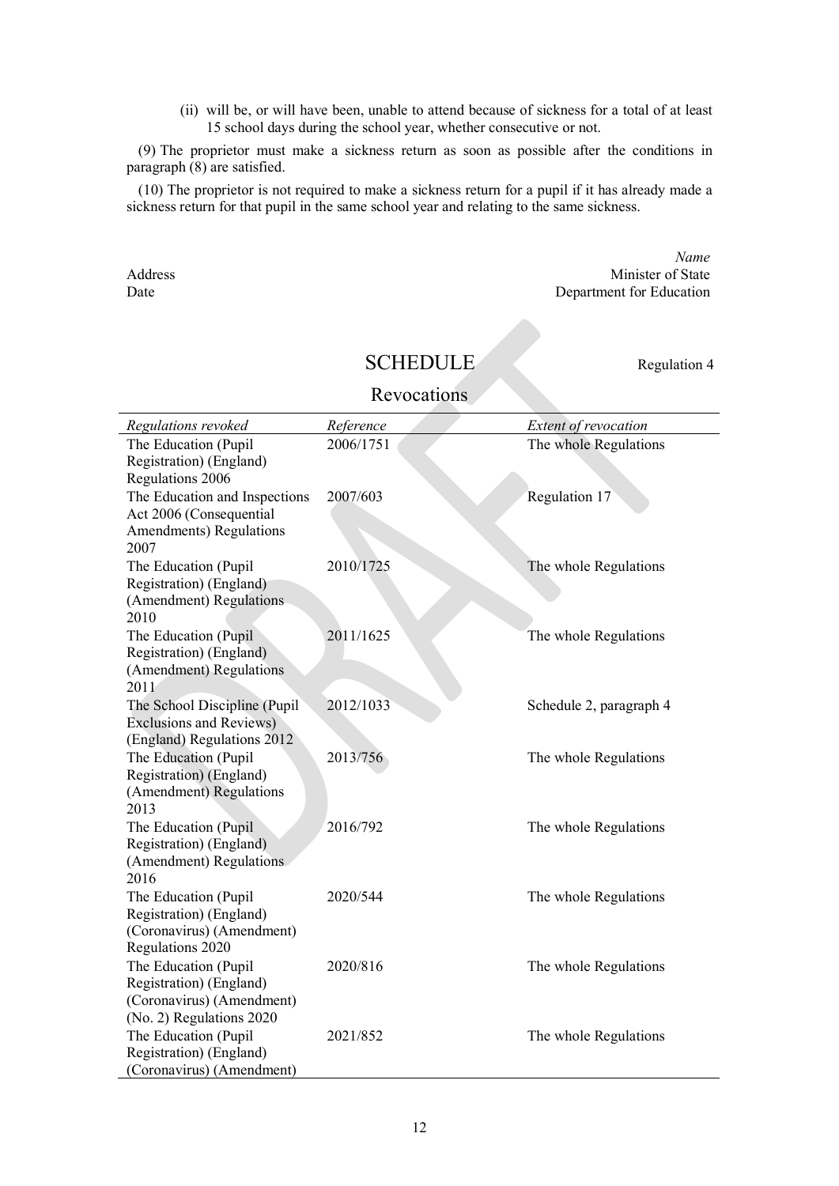(ii) will be, or will have been, unable to attend because of sickness for a total of at least 15 school days during the school year, whether consecutive or not.

(9) The proprietor must make a sickness return as soon as possible after the conditions in paragraph (8) are satisfied.

(10) The proprietor is not required to make a sickness return for a pupil if it has already made a sickness return for that pupil in the same school year and relating to the same sickness.

*Name*
Minister of State
Department for Education

Address
Date

## SCHEDULE

Regulation 4

### Revocations

| *Regulations revoked* | *Reference* | *Extent of revocation* |
|---|---|---|
| The Education (Pupil Registration) (England) Regulations 2006 | 2006/1751 | The whole Regulations |
| The Education and Inspections Act 2006 (Consequential Amendments) Regulations 2007 | 2007/603 | Regulation 17 |
| The Education (Pupil Registration) (England) (Amendment) Regulations 2010 | 2010/1725 | The whole Regulations |
| The Education (Pupil Registration) (England) (Amendment) Regulations 2011 | 2011/1625 | The whole Regulations |
| The School Discipline (Pupil Exclusions and Reviews) (England) Regulations 2012 | 2012/1033 | Schedule 2, paragraph 4 |
| The Education (Pupil Registration) (England) (Amendment) Regulations 2013 | 2013/756 | The whole Regulations |
| The Education (Pupil Registration) (England) (Amendment) Regulations 2016 | 2016/792 | The whole Regulations |
| The Education (Pupil Registration) (England) (Coronavirus) (Amendment) Regulations 2020 | 2020/544 | The whole Regulations |
| The Education (Pupil Registration) (England) (Coronavirus) (Amendment) (No. 2) Regulations 2020 | 2020/816 | The whole Regulations |
| The Education (Pupil Registration) (England) (Coronavirus) (Amendment) | 2021/852 | The whole Regulations |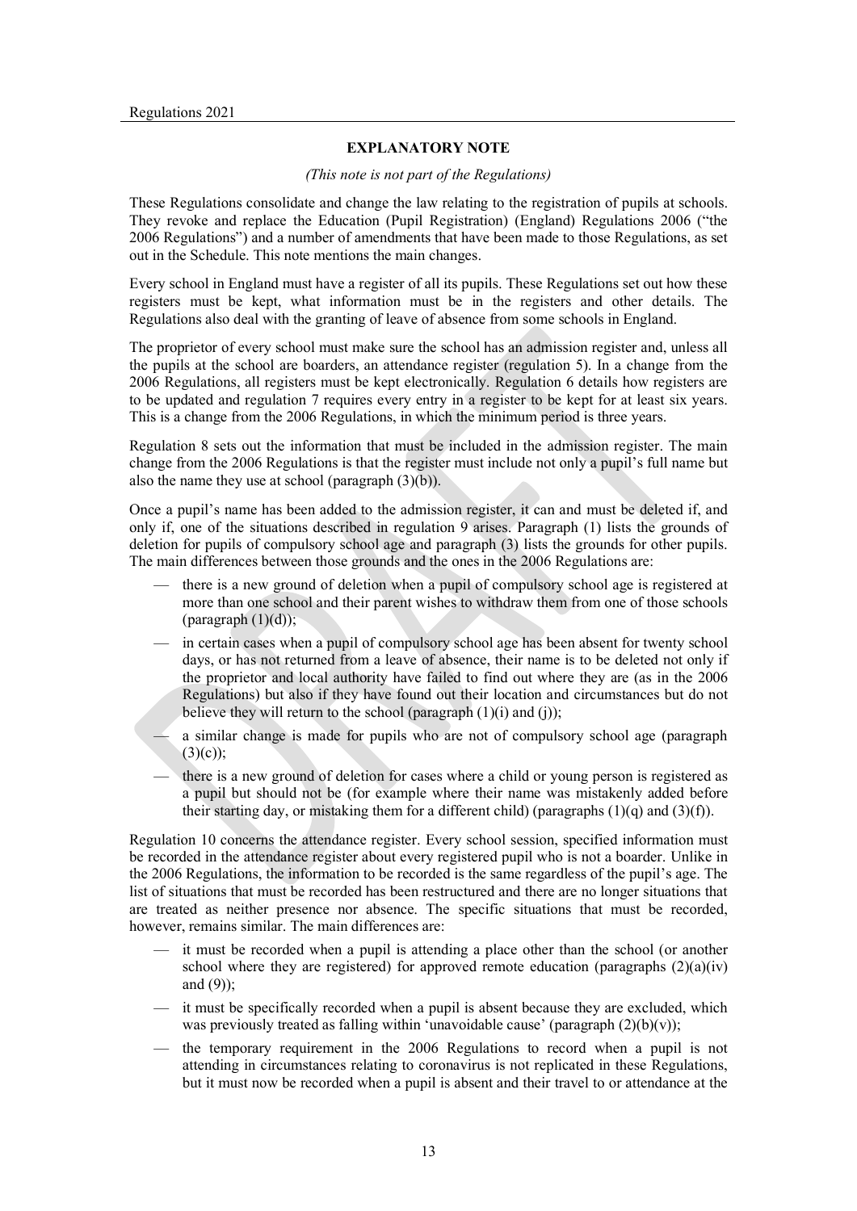## EXPLANATORY NOTE

*(This note is not part of the Regulations)*

These Regulations consolidate and change the law relating to the registration of pupils at schools. They revoke and replace the Education (Pupil Registration) (England) Regulations 2006 ("the 2006 Regulations") and a number of amendments that have been made to those Regulations, as set out in the Schedule. This note mentions the main changes.

Every school in England must have a register of all its pupils. These Regulations set out how these registers must be kept, what information must be in the registers and other details. The Regulations also deal with the granting of leave of absence from some schools in England.

The proprietor of every school must make sure the school has an admission register and, unless all the pupils at the school are boarders, an attendance register (regulation 5). In a change from the 2006 Regulations, all registers must be kept electronically. Regulation 6 details how registers are to be updated and regulation 7 requires every entry in a register to be kept for at least six years. This is a change from the 2006 Regulations, in which the minimum period is three years.

Regulation 8 sets out the information that must be included in the admission register. The main change from the 2006 Regulations is that the register must include not only a pupil's full name but also the name they use at school (paragraph (3)(b)).

Once a pupil's name has been added to the admission register, it can and must be deleted if, and only if, one of the situations described in regulation 9 arises. Paragraph (1) lists the grounds of deletion for pupils of compulsory school age and paragraph (3) lists the grounds for other pupils. The main differences between those grounds and the ones in the 2006 Regulations are:

- there is a new ground of deletion when a pupil of compulsory school age is registered at more than one school and their parent wishes to withdraw them from one of those schools (paragraph (1)(d));
- in certain cases when a pupil of compulsory school age has been absent for twenty school days, or has not returned from a leave of absence, their name is to be deleted not only if the proprietor and local authority have failed to find out where they are (as in the 2006 Regulations) but also if they have found out their location and circumstances but do not believe they will return to the school (paragraph (1)(i) and (j));
- a similar change is made for pupils who are not of compulsory school age (paragraph (3)(c));
- there is a new ground of deletion for cases where a child or young person is registered as a pupil but should not be (for example where their name was mistakenly added before their starting day, or mistaking them for a different child) (paragraphs (1)(q) and (3)(f)).

Regulation 10 concerns the attendance register. Every school session, specified information must be recorded in the attendance register about every registered pupil who is not a boarder. Unlike in the 2006 Regulations, the information to be recorded is the same regardless of the pupil's age. The list of situations that must be recorded has been restructured and there are no longer situations that are treated as neither presence nor absence. The specific situations that must be recorded, however, remains similar. The main differences are:

- it must be recorded when a pupil is attending a place other than the school (or another school where they are registered) for approved remote education (paragraphs (2)(a)(iv) and (9));
- it must be specifically recorded when a pupil is absent because they are excluded, which was previously treated as falling within 'unavoidable cause' (paragraph (2)(b)(v));
- the temporary requirement in the 2006 Regulations to record when a pupil is not attending in circumstances relating to coronavirus is not replicated in these Regulations, but it must now be recorded when a pupil is absent and their travel to or attendance at the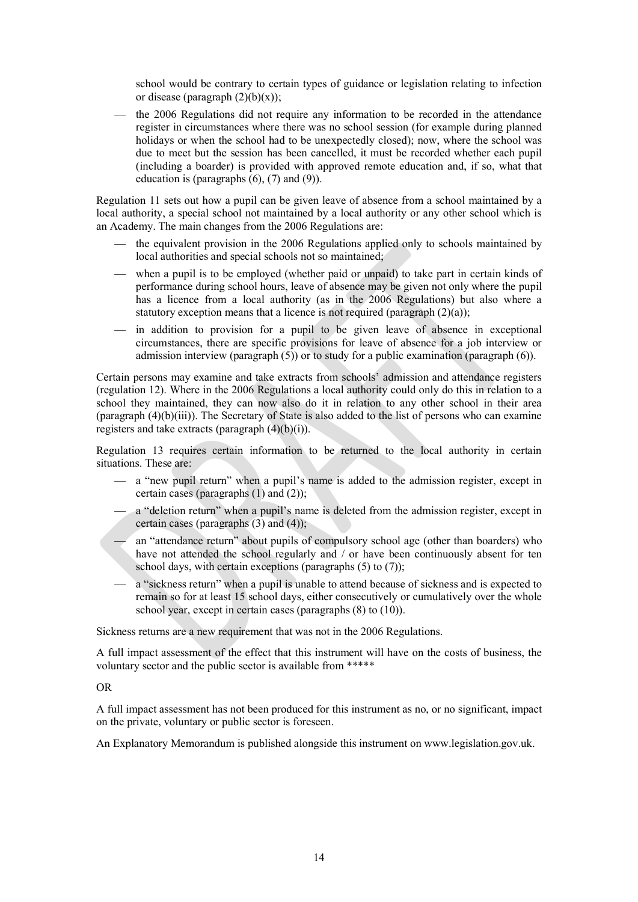school would be contrary to certain types of guidance or legislation relating to infection or disease (paragraph (2)(b)(x));

- the 2006 Regulations did not require any information to be recorded in the attendance register in circumstances where there was no school session (for example during planned holidays or when the school had to be unexpectedly closed); now, where the school was due to meet but the session has been cancelled, it must be recorded whether each pupil (including a boarder) is provided with approved remote education and, if so, what that education is (paragraphs (6), (7) and (9)).

Regulation 11 sets out how a pupil can be given leave of absence from a school maintained by a local authority, a special school not maintained by a local authority or any other school which is an Academy. The main changes from the 2006 Regulations are:

- the equivalent provision in the 2006 Regulations applied only to schools maintained by local authorities and special schools not so maintained;
- when a pupil is to be employed (whether paid or unpaid) to take part in certain kinds of performance during school hours, leave of absence may be given not only where the pupil has a licence from a local authority (as in the 2006 Regulations) but also where a statutory exception means that a licence is not required (paragraph (2)(a));
- in addition to provision for a pupil to be given leave of absence in exceptional circumstances, there are specific provisions for leave of absence for a job interview or admission interview (paragraph (5)) or to study for a public examination (paragraph (6)).

Certain persons may examine and take extracts from schools' admission and attendance registers (regulation 12). Where in the 2006 Regulations a local authority could only do this in relation to a school they maintained, they can now also do it in relation to any other school in their area (paragraph (4)(b)(iii)). The Secretary of State is also added to the list of persons who can examine registers and take extracts (paragraph (4)(b)(i)).

Regulation 13 requires certain information to be returned to the local authority in certain situations. These are:

- a "new pupil return" when a pupil's name is added to the admission register, except in certain cases (paragraphs (1) and (2));
- a "deletion return" when a pupil's name is deleted from the admission register, except in certain cases (paragraphs (3) and (4));
- an "attendance return" about pupils of compulsory school age (other than boarders) who have not attended the school regularly and / or have been continuously absent for ten school days, with certain exceptions (paragraphs (5) to (7));
- a "sickness return" when a pupil is unable to attend because of sickness and is expected to remain so for at least 15 school days, either consecutively or cumulatively over the whole school year, except in certain cases (paragraphs (8) to (10)).

Sickness returns are a new requirement that was not in the 2006 Regulations.

A full impact assessment of the effect that this instrument will have on the costs of business, the voluntary sector and the public sector is available from *****

OR

A full impact assessment has not been produced for this instrument as no, or no significant, impact on the private, voluntary or public sector is foreseen.

An Explanatory Memorandum is published alongside this instrument on www.legislation.gov.uk.